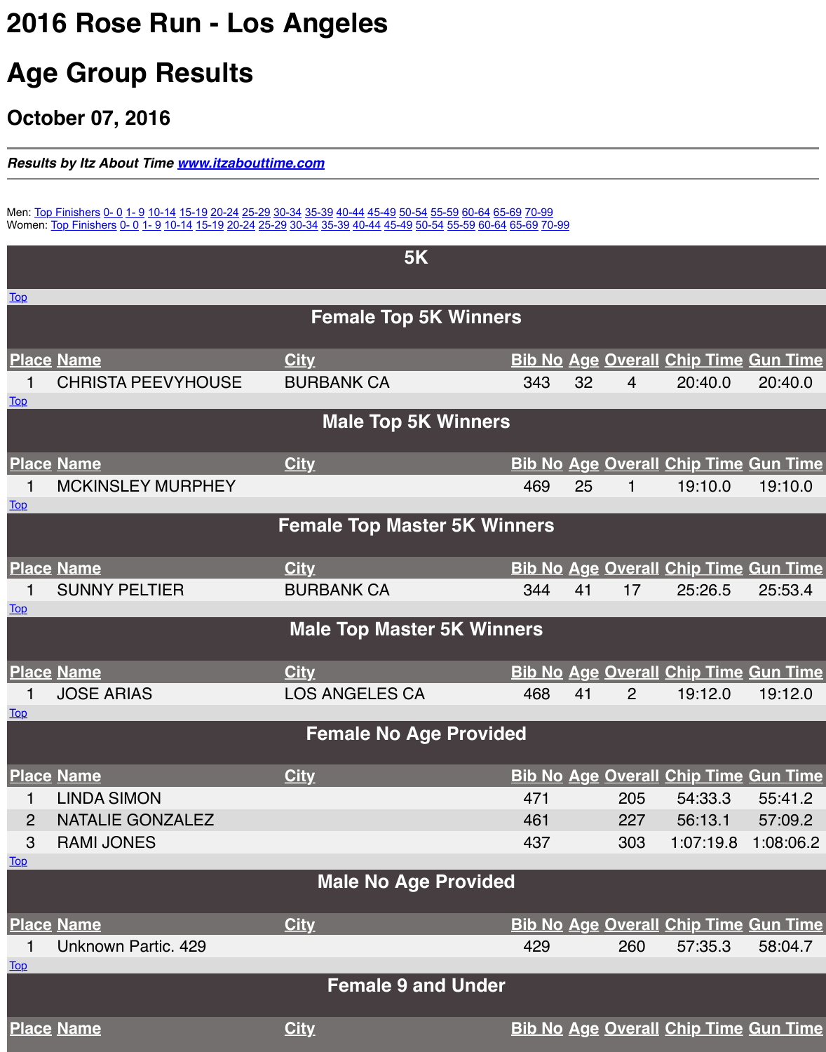# 2016 Rose Run - Los Angeles

# Age Group Results

## October 07, 2016

---

***Results by Itz About Time [www.itzabouttime.com](www.itzabouttime.com)***

---

Men: Top Finishers 0- 0 1- 9 10-14 15-19 20-24 25-29 30-34 35-39 40-44 45-49 50-54 55-59 60-64 65-69 70-99
Women: Top Finishers 0- 0 1- 9 10-14 15-19 20-24 25-29 30-34 35-39 40-44 45-49 50-54 55-59 60-64 65-69 70-99

## 5K

Top

### Female Top 5K Winners

| Place | Name | City | Bib No | Age | Overall | Chip Time | Gun Time |
|---|---|---|---|---|---|---|---|
| 1 | CHRISTA PEEVYHOUSE | BURBANK CA | 343 | 32 | 4 | 20:40.0 | 20:40.0 |

Top

### Male Top 5K Winners

| Place | Name | City | Bib No | Age | Overall | Chip Time | Gun Time |
|---|---|---|---|---|---|---|---|
| 1 | MCKINSLEY MURPHEY | | 469 | 25 | 1 | 19:10.0 | 19:10.0 |

Top

### Female Top Master 5K Winners

| Place | Name | City | Bib No | Age | Overall | Chip Time | Gun Time |
|---|---|---|---|---|---|---|---|
| 1 | SUNNY PELTIER | BURBANK CA | 344 | 41 | 17 | 25:26.5 | 25:53.4 |

Top

### Male Top Master 5K Winners

| Place | Name | City | Bib No | Age | Overall | Chip Time | Gun Time |
|---|---|---|---|---|---|---|---|
| 1 | JOSE ARIAS | LOS ANGELES CA | 468 | 41 | 2 | 19:12.0 | 19:12.0 |

Top

### Female No Age Provided

| Place | Name | City | Bib No | Age | Overall | Chip Time | Gun Time |
|---|---|---|---|---|---|---|---|
| 1 | LINDA SIMON | | 471 | | 205 | 54:33.3 | 55:41.2 |
| 2 | NATALIE GONZALEZ | | 461 | | 227 | 56:13.1 | 57:09.2 |
| 3 | RAMI JONES | | 437 | | 303 | 1:07:19.8 | 1:08:06.2 |

Top

### Male No Age Provided

| Place | Name | City | Bib No | Age | Overall | Chip Time | Gun Time |
|---|---|---|---|---|---|---|---|
| 1 | Unknown Partic. 429 | | 429 | | 260 | 57:35.3 | 58:04.7 |

Top

### Female 9 and Under

| Place | Name | City | Bib No | Age | Overall | Chip Time | Gun Time |
|---|---|---|---|---|---|---|---|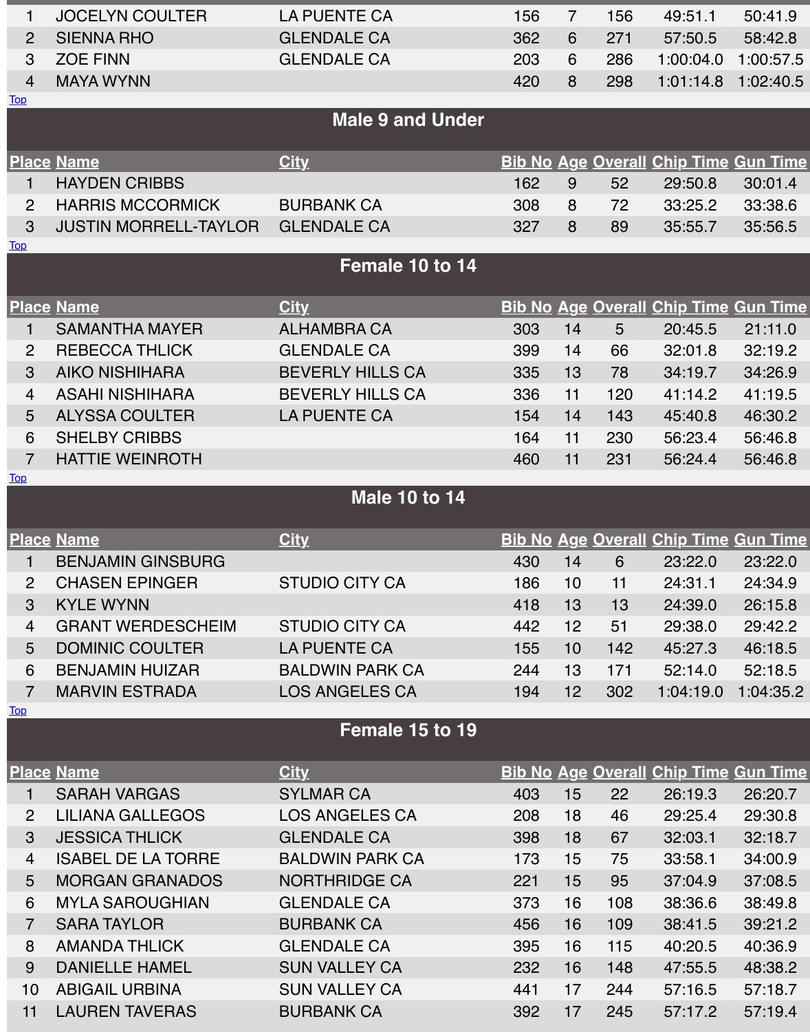| Place | Name | City | Bib No | Age | Overall | Chip Time | Gun Time |
|---|---|---|---|---|---|---|---|
| 1 | JOCELYN COULTER | LA PUENTE CA | 156 | 7 | 156 | 49:51.1 | 50:41.9 |
| 2 | SIENNA RHO | GLENDALE CA | 362 | 6 | 271 | 57:50.5 | 58:42.8 |
| 3 | ZOE FINN | GLENDALE CA | 203 | 6 | 286 | 1:00:04.0 | 1:00:57.5 |
| 4 | MAYA WYNN | | 420 | 8 | 298 | 1:01:14.8 | 1:02:40.5 |

Top

## Male 9 and Under

| Place | Name | City | Bib No | Age | Overall | Chip Time | Gun Time |
|---|---|---|---|---|---|---|---|
| 1 | HAYDEN CRIBBS | | 162 | 9 | 52 | 29:50.8 | 30:01.4 |
| 2 | HARRIS MCCORMICK | BURBANK CA | 308 | 8 | 72 | 33:25.2 | 33:38.6 |
| 3 | JUSTIN MORRELL-TAYLOR | GLENDALE CA | 327 | 8 | 89 | 35:55.7 | 35:56.5 |

Top

## Female 10 to 14

| Place | Name | City | Bib No | Age | Overall | Chip Time | Gun Time |
|---|---|---|---|---|---|---|---|
| 1 | SAMANTHA MAYER | ALHAMBRA CA | 303 | 14 | 5 | 20:45.5 | 21:11.0 |
| 2 | REBECCA THLICK | GLENDALE CA | 399 | 14 | 66 | 32:01.8 | 32:19.2 |
| 3 | AIKO NISHIHARA | BEVERLY HILLS CA | 335 | 13 | 78 | 34:19.7 | 34:26.9 |
| 4 | ASAHI NISHIHARA | BEVERLY HILLS CA | 336 | 11 | 120 | 41:14.2 | 41:19.5 |
| 5 | ALYSSA COULTER | LA PUENTE CA | 154 | 14 | 143 | 45:40.8 | 46:30.2 |
| 6 | SHELBY CRIBBS | | 164 | 11 | 230 | 56:23.4 | 56:46.8 |
| 7 | HATTIE WEINROTH | | 460 | 11 | 231 | 56:24.4 | 56:46.8 |

Top

## Male 10 to 14

| Place | Name | City | Bib No | Age | Overall | Chip Time | Gun Time |
|---|---|---|---|---|---|---|---|
| 1 | BENJAMIN GINSBURG | | 430 | 14 | 6 | 23:22.0 | 23:22.0 |
| 2 | CHASEN EPINGER | STUDIO CITY CA | 186 | 10 | 11 | 24:31.1 | 24:34.9 |
| 3 | KYLE WYNN | | 418 | 13 | 13 | 24:39.0 | 26:15.8 |
| 4 | GRANT WERDESCHEIM | STUDIO CITY CA | 442 | 12 | 51 | 29:38.0 | 29:42.2 |
| 5 | DOMINIC COULTER | LA PUENTE CA | 155 | 10 | 142 | 45:27.3 | 46:18.5 |
| 6 | BENJAMIN HUIZAR | BALDWIN PARK CA | 244 | 13 | 171 | 52:14.0 | 52:18.5 |
| 7 | MARVIN ESTRADA | LOS ANGELES CA | 194 | 12 | 302 | 1:04:19.0 | 1:04:35.2 |

Top

## Female 15 to 19

| Place | Name | City | Bib No | Age | Overall | Chip Time | Gun Time |
|---|---|---|---|---|---|---|---|
| 1 | SARAH VARGAS | SYLMAR CA | 403 | 15 | 22 | 26:19.3 | 26:20.7 |
| 2 | LILIANA GALLEGOS | LOS ANGELES CA | 208 | 18 | 46 | 29:25.4 | 29:30.8 |
| 3 | JESSICA THLICK | GLENDALE CA | 398 | 18 | 67 | 32:03.1 | 32:18.7 |
| 4 | ISABEL DE LA TORRE | BALDWIN PARK CA | 173 | 15 | 75 | 33:58.1 | 34:00.9 |
| 5 | MORGAN GRANADOS | NORTHRIDGE CA | 221 | 15 | 95 | 37:04.9 | 37:08.5 |
| 6 | MYLA SAROUGHIAN | GLENDALE CA | 373 | 16 | 108 | 38:36.6 | 38:49.8 |
| 7 | SARA TAYLOR | BURBANK CA | 456 | 16 | 109 | 38:41.5 | 39:21.2 |
| 8 | AMANDA THLICK | GLENDALE CA | 395 | 16 | 115 | 40:20.5 | 40:36.9 |
| 9 | DANIELLE HAMEL | SUN VALLEY CA | 232 | 16 | 148 | 47:55.5 | 48:38.2 |
| 10 | ABIGAIL URBINA | SUN VALLEY CA | 441 | 17 | 244 | 57:16.5 | 57:18.7 |
| 11 | LAUREN TAVERAS | BURBANK CA | 392 | 17 | 245 | 57:17.2 | 57:19.4 |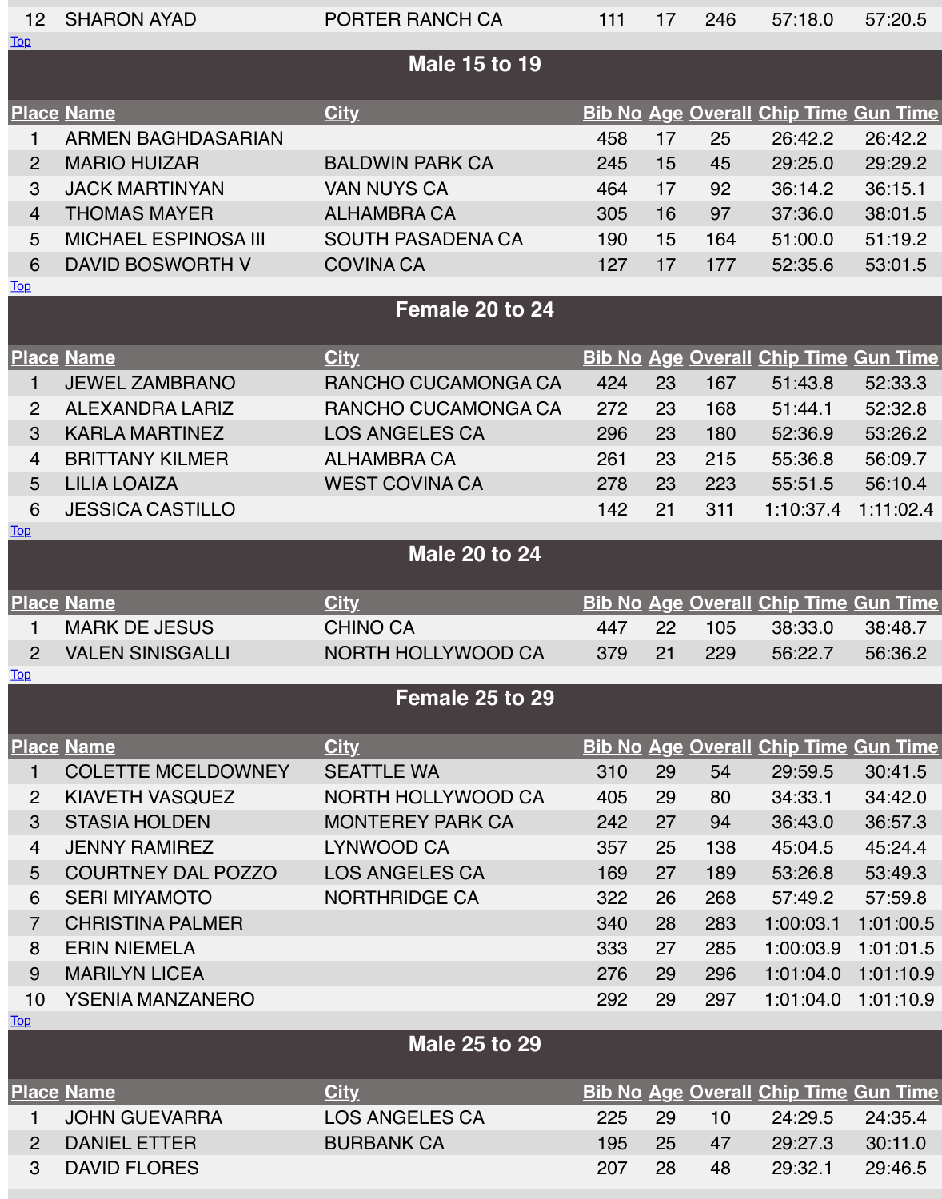| Place | Name | City | Bib No | Age | Overall | Chip Time | Gun Time |
|---|---|---|---|---|---|---|---|
| 12 | SHARON AYAD | PORTER RANCH CA | 111 | 17 | 246 | 57:18.0 | 57:20.5 |

Top

## Male 15 to 19

| Place | Name | City | Bib No | Age | Overall | Chip Time | Gun Time |
|---|---|---|---|---|---|---|---|
| 1 | ARMEN BAGHDASARIAN | | 458 | 17 | 25 | 26:42.2 | 26:42.2 |
| 2 | MARIO HUIZAR | BALDWIN PARK CA | 245 | 15 | 45 | 29:25.0 | 29:29.2 |
| 3 | JACK MARTINYAN | VAN NUYS CA | 464 | 17 | 92 | 36:14.2 | 36:15.1 |
| 4 | THOMAS MAYER | ALHAMBRA CA | 305 | 16 | 97 | 37:36.0 | 38:01.5 |
| 5 | MICHAEL ESPINOSA III | SOUTH PASADENA CA | 190 | 15 | 164 | 51:00.0 | 51:19.2 |
| 6 | DAVID BOSWORTH V | COVINA CA | 127 | 17 | 177 | 52:35.6 | 53:01.5 |

Top

## Female 20 to 24

| Place | Name | City | Bib No | Age | Overall | Chip Time | Gun Time |
|---|---|---|---|---|---|---|---|
| 1 | JEWEL ZAMBRANO | RANCHO CUCAMONGA CA | 424 | 23 | 167 | 51:43.8 | 52:33.3 |
| 2 | ALEXANDRA LARIZ | RANCHO CUCAMONGA CA | 272 | 23 | 168 | 51:44.1 | 52:32.8 |
| 3 | KARLA MARTINEZ | LOS ANGELES CA | 296 | 23 | 180 | 52:36.9 | 53:26.2 |
| 4 | BRITTANY KILMER | ALHAMBRA CA | 261 | 23 | 215 | 55:36.8 | 56:09.7 |
| 5 | LILIA LOAIZA | WEST COVINA CA | 278 | 23 | 223 | 55:51.5 | 56:10.4 |
| 6 | JESSICA CASTILLO | | 142 | 21 | 311 | 1:10:37.4 | 1:11:02.4 |

Top

## Male 20 to 24

| Place | Name | City | Bib No | Age | Overall | Chip Time | Gun Time |
|---|---|---|---|---|---|---|---|
| 1 | MARK DE JESUS | CHINO CA | 447 | 22 | 105 | 38:33.0 | 38:48.7 |
| 2 | VALEN SINISGALLI | NORTH HOLLYWOOD CA | 379 | 21 | 229 | 56:22.7 | 56:36.2 |

Top

## Female 25 to 29

| Place | Name | City | Bib No | Age | Overall | Chip Time | Gun Time |
|---|---|---|---|---|---|---|---|
| 1 | COLETTE MCELDOWNEY | SEATTLE WA | 310 | 29 | 54 | 29:59.5 | 30:41.5 |
| 2 | KIAVETH VASQUEZ | NORTH HOLLYWOOD CA | 405 | 29 | 80 | 34:33.1 | 34:42.0 |
| 3 | STASIA HOLDEN | MONTEREY PARK CA | 242 | 27 | 94 | 36:43.0 | 36:57.3 |
| 4 | JENNY RAMIREZ | LYNWOOD CA | 357 | 25 | 138 | 45:04.5 | 45:24.4 |
| 5 | COURTNEY DAL POZZO | LOS ANGELES CA | 169 | 27 | 189 | 53:26.8 | 53:49.3 |
| 6 | SERI MIYAMOTO | NORTHRIDGE CA | 322 | 26 | 268 | 57:49.2 | 57:59.8 |
| 7 | CHRISTINA PALMER | | 340 | 28 | 283 | 1:00:03.1 | 1:01:00.5 |
| 8 | ERIN NIEMELA | | 333 | 27 | 285 | 1:00:03.9 | 1:01:01.5 |
| 9 | MARILYN LICEA | | 276 | 29 | 296 | 1:01:04.0 | 1:01:10.9 |
| 10 | YSENIA MANZANERO | | 292 | 29 | 297 | 1:01:04.0 | 1:01:10.9 |

Top

## Male 25 to 29

| Place | Name | City | Bib No | Age | Overall | Chip Time | Gun Time |
|---|---|---|---|---|---|---|---|
| 1 | JOHN GUEVARRA | LOS ANGELES CA | 225 | 29 | 10 | 24:29.5 | 24:35.4 |
| 2 | DANIEL ETTER | BURBANK CA | 195 | 25 | 47 | 29:27.3 | 30:11.0 |
| 3 | DAVID FLORES | | 207 | 28 | 48 | 29:32.1 | 29:46.5 |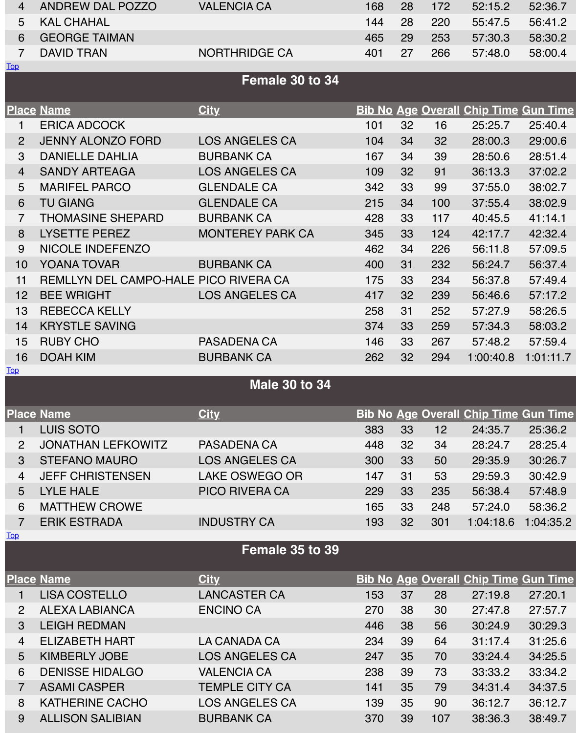| Place | Name | City | Bib No | Age | Overall | Chip Time | Gun Time |
|---|---|---|---|---|---|---|---|
| 4 | ANDREW DAL POZZO | VALENCIA CA | 168 | 28 | 172 | 52:15.2 | 52:36.7 |
| 5 | KAL CHAHAL | | 144 | 28 | 220 | 55:47.5 | 56:41.2 |
| 6 | GEORGE TAIMAN | | 465 | 29 | 253 | 57:30.3 | 58:30.2 |
| 7 | DAVID TRAN | NORTHRIDGE CA | 401 | 27 | 266 | 57:48.0 | 58:00.4 |

Top

## Female 30 to 34

| Place | Name | City | Bib No | Age | Overall | Chip Time | Gun Time |
|---|---|---|---|---|---|---|---|
| 1 | ERICA ADCOCK | | 101 | 32 | 16 | 25:25.7 | 25:40.4 |
| 2 | JENNY ALONZO FORD | LOS ANGELES CA | 104 | 34 | 32 | 28:00.3 | 29:00.6 |
| 3 | DANIELLE DAHLIA | BURBANK CA | 167 | 34 | 39 | 28:50.6 | 28:51.4 |
| 4 | SANDY ARTEAGA | LOS ANGELES CA | 109 | 32 | 91 | 36:13.3 | 37:02.2 |
| 5 | MARIFEL PARCO | GLENDALE CA | 342 | 33 | 99 | 37:55.0 | 38:02.7 |
| 6 | TU GIANG | GLENDALE CA | 215 | 34 | 100 | 37:55.4 | 38:02.9 |
| 7 | THOMASINE SHEPARD | BURBANK CA | 428 | 33 | 117 | 40:45.5 | 41:14.1 |
| 8 | LYSETTE PEREZ | MONTEREY PARK CA | 345 | 33 | 124 | 42:17.7 | 42:32.4 |
| 9 | NICOLE INDEFENZO | | 462 | 34 | 226 | 56:11.8 | 57:09.5 |
| 10 | YOANA TOVAR | BURBANK CA | 400 | 31 | 232 | 56:24.7 | 56:37.4 |
| 11 | REMLLYN DEL CAMPO-HALE | PICO RIVERA CA | 175 | 33 | 234 | 56:37.8 | 57:49.4 |
| 12 | BEE WRIGHT | LOS ANGELES CA | 417 | 32 | 239 | 56:46.6 | 57:17.2 |
| 13 | REBECCA KELLY | | 258 | 31 | 252 | 57:27.9 | 58:26.5 |
| 14 | KRYSTLE SAVING | | 374 | 33 | 259 | 57:34.3 | 58:03.2 |
| 15 | RUBY CHO | PASADENA CA | 146 | 33 | 267 | 57:48.2 | 57:59.4 |
| 16 | DOAH KIM | BURBANK CA | 262 | 32 | 294 | 1:00:40.8 | 1:01:11.7 |

Top

## Male 30 to 34

| Place | Name | City | Bib No | Age | Overall | Chip Time | Gun Time |
|---|---|---|---|---|---|---|---|
| 1 | LUIS SOTO | | 383 | 33 | 12 | 24:35.7 | 25:36.2 |
| 2 | JONATHAN LEFKOWITZ | PASADENA CA | 448 | 32 | 34 | 28:24.7 | 28:25.4 |
| 3 | STEFANO MAURO | LOS ANGELES CA | 300 | 33 | 50 | 29:35.9 | 30:26.7 |
| 4 | JEFF CHRISTENSEN | LAKE OSWEGO OR | 147 | 31 | 53 | 29:59.3 | 30:42.9 |
| 5 | LYLE HALE | PICO RIVERA CA | 229 | 33 | 235 | 56:38.4 | 57:48.9 |
| 6 | MATTHEW CROWE | | 165 | 33 | 248 | 57:24.0 | 58:36.2 |
| 7 | ERIK ESTRADA | INDUSTRY CA | 193 | 32 | 301 | 1:04:18.6 | 1:04:35.2 |

Top

## Female 35 to 39

| Place | Name | City | Bib No | Age | Overall | Chip Time | Gun Time |
|---|---|---|---|---|---|---|---|
| 1 | LISA COSTELLO | LANCASTER CA | 153 | 37 | 28 | 27:19.8 | 27:20.1 |
| 2 | ALEXA LABIANCA | ENCINO CA | 270 | 38 | 30 | 27:47.8 | 27:57.7 |
| 3 | LEIGH REDMAN | | 446 | 38 | 56 | 30:24.9 | 30:29.3 |
| 4 | ELIZABETH HART | LA CANADA CA | 234 | 39 | 64 | 31:17.4 | 31:25.6 |
| 5 | KIMBERLY JOBE | LOS ANGELES CA | 247 | 35 | 70 | 33:24.4 | 34:25.5 |
| 6 | DENISSE HIDALGO | VALENCIA CA | 238 | 39 | 73 | 33:33.2 | 33:34.2 |
| 7 | ASAMI CASPER | TEMPLE CITY CA | 141 | 35 | 79 | 34:31.4 | 34:37.5 |
| 8 | KATHERINE CACHO | LOS ANGELES CA | 139 | 35 | 90 | 36:12.7 | 36:12.7 |
| 9 | ALLISON SALIBIAN | BURBANK CA | 370 | 39 | 107 | 38:36.3 | 38:49.7 |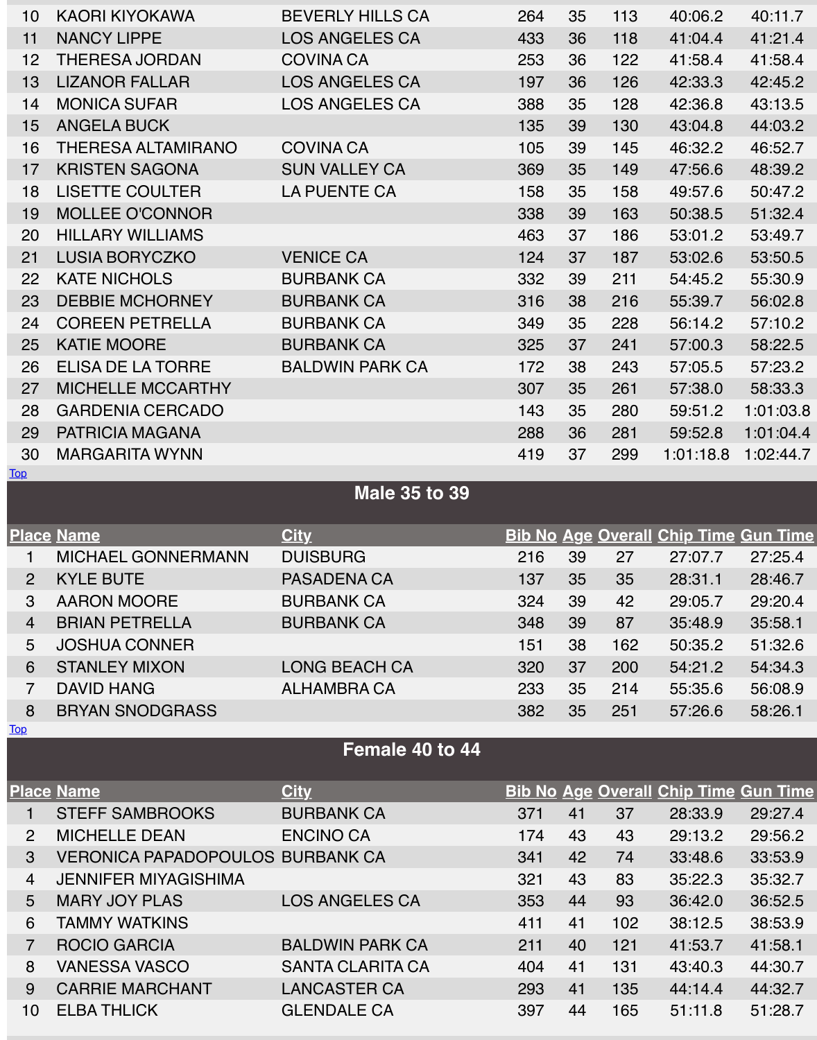| Place | Name | City | Bib No | Age | Overall | Chip Time | Gun Time |
|---|---|---|---|---|---|---|---|
| 10 | KAORI KIYOKAWA | BEVERLY HILLS CA | 264 | 35 | 113 | 40:06.2 | 40:11.7 |
| 11 | NANCY LIPPE | LOS ANGELES CA | 433 | 36 | 118 | 41:04.4 | 41:21.4 |
| 12 | THERESA JORDAN | COVINA CA | 253 | 36 | 122 | 41:58.4 | 41:58.4 |
| 13 | LIZANOR FALLAR | LOS ANGELES CA | 197 | 36 | 126 | 42:33.3 | 42:45.2 |
| 14 | MONICA SUFAR | LOS ANGELES CA | 388 | 35 | 128 | 42:36.8 | 43:13.5 |
| 15 | ANGELA BUCK | | 135 | 39 | 130 | 43:04.8 | 44:03.2 |
| 16 | THERESA ALTAMIRANO | COVINA CA | 105 | 39 | 145 | 46:32.2 | 46:52.7 |
| 17 | KRISTEN SAGONA | SUN VALLEY CA | 369 | 35 | 149 | 47:56.6 | 48:39.2 |
| 18 | LISETTE COULTER | LA PUENTE CA | 158 | 35 | 158 | 49:57.6 | 50:47.2 |
| 19 | MOLLEE O'CONNOR | | 338 | 39 | 163 | 50:38.5 | 51:32.4 |
| 20 | HILLARY WILLIAMS | | 463 | 37 | 186 | 53:01.2 | 53:49.7 |
| 21 | LUSIA BORYCZKO | VENICE CA | 124 | 37 | 187 | 53:02.6 | 53:50.5 |
| 22 | KATE NICHOLS | BURBANK CA | 332 | 39 | 211 | 54:45.2 | 55:30.9 |
| 23 | DEBBIE MCHORNEY | BURBANK CA | 316 | 38 | 216 | 55:39.7 | 56:02.8 |
| 24 | COREEN PETRELLA | BURBANK CA | 349 | 35 | 228 | 56:14.2 | 57:10.2 |
| 25 | KATIE MOORE | BURBANK CA | 325 | 37 | 241 | 57:00.3 | 58:22.5 |
| 26 | ELISA DE LA TORRE | BALDWIN PARK CA | 172 | 38 | 243 | 57:05.5 | 57:23.2 |
| 27 | MICHELLE MCCARTHY | | 307 | 35 | 261 | 57:38.0 | 58:33.3 |
| 28 | GARDENIA CERCADO | | 143 | 35 | 280 | 59:51.2 | 1:01:03.8 |
| 29 | PATRICIA MAGANA | | 288 | 36 | 281 | 59:52.8 | 1:01:04.4 |
| 30 | MARGARITA WYNN | | 419 | 37 | 299 | 1:01:18.8 | 1:02:44.7 |

Top

## Male 35 to 39

| Place | Name | City | Bib No | Age | Overall | Chip Time | Gun Time |
|---|---|---|---|---|---|---|---|
| 1 | MICHAEL GONNERMANN | DUISBURG | 216 | 39 | 27 | 27:07.7 | 27:25.4 |
| 2 | KYLE BUTE | PASADENA CA | 137 | 35 | 35 | 28:31.1 | 28:46.7 |
| 3 | AARON MOORE | BURBANK CA | 324 | 39 | 42 | 29:05.7 | 29:20.4 |
| 4 | BRIAN PETRELLA | BURBANK CA | 348 | 39 | 87 | 35:48.9 | 35:58.1 |
| 5 | JOSHUA CONNER | | 151 | 38 | 162 | 50:35.2 | 51:32.6 |
| 6 | STANLEY MIXON | LONG BEACH CA | 320 | 37 | 200 | 54:21.2 | 54:34.3 |
| 7 | DAVID HANG | ALHAMBRA CA | 233 | 35 | 214 | 55:35.6 | 56:08.9 |
| 8 | BRYAN SNODGRASS | | 382 | 35 | 251 | 57:26.6 | 58:26.1 |

Top

## Female 40 to 44

| Place | Name | City | Bib No | Age | Overall | Chip Time | Gun Time |
|---|---|---|---|---|---|---|---|
| 1 | STEFF SAMBROOKS | BURBANK CA | 371 | 41 | 37 | 28:33.9 | 29:27.4 |
| 2 | MICHELLE DEAN | ENCINO CA | 174 | 43 | 43 | 29:13.2 | 29:56.2 |
| 3 | VERONICA PAPADOPOULOS | BURBANK CA | 341 | 42 | 74 | 33:48.6 | 33:53.9 |
| 4 | JENNIFER MIYAGISHIMA | | 321 | 43 | 83 | 35:22.3 | 35:32.7 |
| 5 | MARY JOY PLAS | LOS ANGELES CA | 353 | 44 | 93 | 36:42.0 | 36:52.5 |
| 6 | TAMMY WATKINS | | 411 | 41 | 102 | 38:12.5 | 38:53.9 |
| 7 | ROCIO GARCIA | BALDWIN PARK CA | 211 | 40 | 121 | 41:53.7 | 41:58.1 |
| 8 | VANESSA VASCO | SANTA CLARITA CA | 404 | 41 | 131 | 43:40.3 | 44:30.7 |
| 9 | CARRIE MARCHANT | LANCASTER CA | 293 | 41 | 135 | 44:14.4 | 44:32.7 |
| 10 | ELBA THLICK | GLENDALE CA | 397 | 44 | 165 | 51:11.8 | 51:28.7 |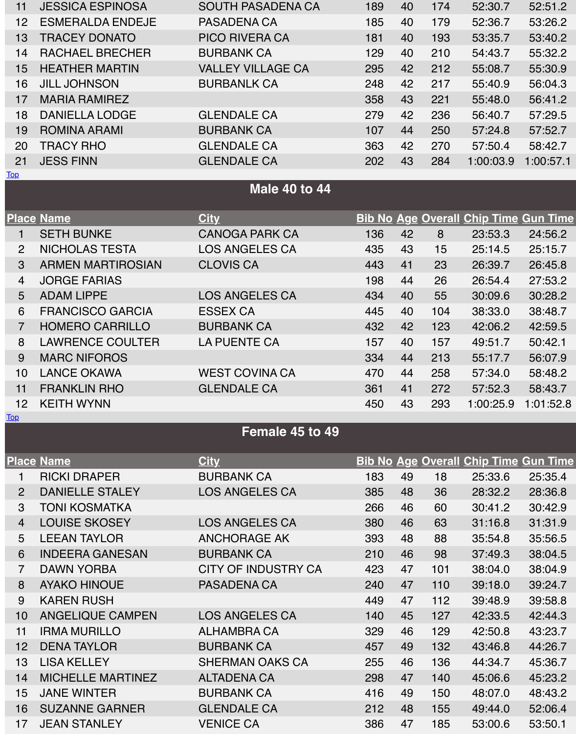| Place | Name | City | Bib No | Age | Overall | Chip Time | Gun Time |
|---|---|---|---|---|---|---|---|
| 11 | JESSICA ESPINOSA | SOUTH PASADENA CA | 189 | 40 | 174 | 52:30.7 | 52:51.2 |
| 12 | ESMERALDA ENDEJE | PASADENA CA | 185 | 40 | 179 | 52:36.7 | 53:26.2 |
| 13 | TRACEY DONATO | PICO RIVERA CA | 181 | 40 | 193 | 53:35.7 | 53:40.2 |
| 14 | RACHAEL BRECHER | BURBANK CA | 129 | 40 | 210 | 54:43.7 | 55:32.2 |
| 15 | HEATHER MARTIN | VALLEY VILLAGE CA | 295 | 42 | 212 | 55:08.7 | 55:30.9 |
| 16 | JILL JOHNSON | BURBANLK CA | 248 | 42 | 217 | 55:40.9 | 56:04.3 |
| 17 | MARIA RAMIREZ | | 358 | 43 | 221 | 55:48.0 | 56:41.2 |
| 18 | DANIELLA LODGE | GLENDALE CA | 279 | 42 | 236 | 56:40.7 | 57:29.5 |
| 19 | ROMINA ARAMI | BURBANK CA | 107 | 44 | 250 | 57:24.8 | 57:52.7 |
| 20 | TRACY RHO | GLENDALE CA | 363 | 42 | 270 | 57:50.4 | 58:42.7 |
| 21 | JESS FINN | GLENDALE CA | 202 | 43 | 284 | 1:00:03.9 | 1:00:57.1 |

Top

## Male 40 to 44

| Place | Name | City | Bib No | Age | Overall | Chip Time | Gun Time |
|---|---|---|---|---|---|---|---|
| 1 | SETH BUNKE | CANOGA PARK CA | 136 | 42 | 8 | 23:53.3 | 24:56.2 |
| 2 | NICHOLAS TESTA | LOS ANGELES CA | 435 | 43 | 15 | 25:14.5 | 25:15.7 |
| 3 | ARMEN MARTIROSIAN | CLOVIS CA | 443 | 41 | 23 | 26:39.7 | 26:45.8 |
| 4 | JORGE FARIAS | | 198 | 44 | 26 | 26:54.4 | 27:53.2 |
| 5 | ADAM LIPPE | LOS ANGELES CA | 434 | 40 | 55 | 30:09.6 | 30:28.2 |
| 6 | FRANCISCO GARCIA | ESSEX CA | 445 | 40 | 104 | 38:33.0 | 38:48.7 |
| 7 | HOMERO CARRILLO | BURBANK CA | 432 | 42 | 123 | 42:06.2 | 42:59.5 |
| 8 | LAWRENCE COULTER | LA PUENTE CA | 157 | 40 | 157 | 49:51.7 | 50:42.1 |
| 9 | MARC NIFOROS | | 334 | 44 | 213 | 55:17.7 | 56:07.9 |
| 10 | LANCE OKAWA | WEST COVINA CA | 470 | 44 | 258 | 57:34.0 | 58:48.2 |
| 11 | FRANKLIN RHO | GLENDALE CA | 361 | 41 | 272 | 57:52.3 | 58:43.7 |
| 12 | KEITH WYNN | | 450 | 43 | 293 | 1:00:25.9 | 1:01:52.8 |

Top

## Female 45 to 49

| Place | Name | City | Bib No | Age | Overall | Chip Time | Gun Time |
|---|---|---|---|---|---|---|---|
| 1 | RICKI DRAPER | BURBANK CA | 183 | 49 | 18 | 25:33.6 | 25:35.4 |
| 2 | DANIELLE STALEY | LOS ANGELES CA | 385 | 48 | 36 | 28:32.2 | 28:36.8 |
| 3 | TONI KOSMATKA | | 266 | 46 | 60 | 30:41.2 | 30:42.9 |
| 4 | LOUISE SKOSEY | LOS ANGELES CA | 380 | 46 | 63 | 31:16.8 | 31:31.9 |
| 5 | LEEAN TAYLOR | ANCHORAGE AK | 393 | 48 | 88 | 35:54.8 | 35:56.5 |
| 6 | INDEERA GANESAN | BURBANK CA | 210 | 46 | 98 | 37:49.3 | 38:04.5 |
| 7 | DAWN YORBA | CITY OF INDUSTRY CA | 423 | 47 | 101 | 38:04.0 | 38:04.9 |
| 8 | AYAKO HINOUE | PASADENA CA | 240 | 47 | 110 | 39:18.0 | 39:24.7 |
| 9 | KAREN RUSH | | 449 | 47 | 112 | 39:48.9 | 39:58.8 |
| 10 | ANGELIQUE CAMPEN | LOS ANGELES CA | 140 | 45 | 127 | 42:33.5 | 42:44.3 |
| 11 | IRMA MURILLO | ALHAMBRA CA | 329 | 46 | 129 | 42:50.8 | 43:23.7 |
| 12 | DENA TAYLOR | BURBANK CA | 457 | 49 | 132 | 43:46.8 | 44:26.7 |
| 13 | LISA KELLEY | SHERMAN OAKS CA | 255 | 46 | 136 | 44:34.7 | 45:36.7 |
| 14 | MICHELLE MARTINEZ | ALTADENA CA | 298 | 47 | 140 | 45:06.6 | 45:23.2 |
| 15 | JANE WINTER | BURBANK CA | 416 | 49 | 150 | 48:07.0 | 48:43.2 |
| 16 | SUZANNE GARNER | GLENDALE CA | 212 | 48 | 155 | 49:44.0 | 52:06.4 |
| 17 | JEAN STANLEY | VENICE CA | 386 | 47 | 185 | 53:00.6 | 53:50.1 |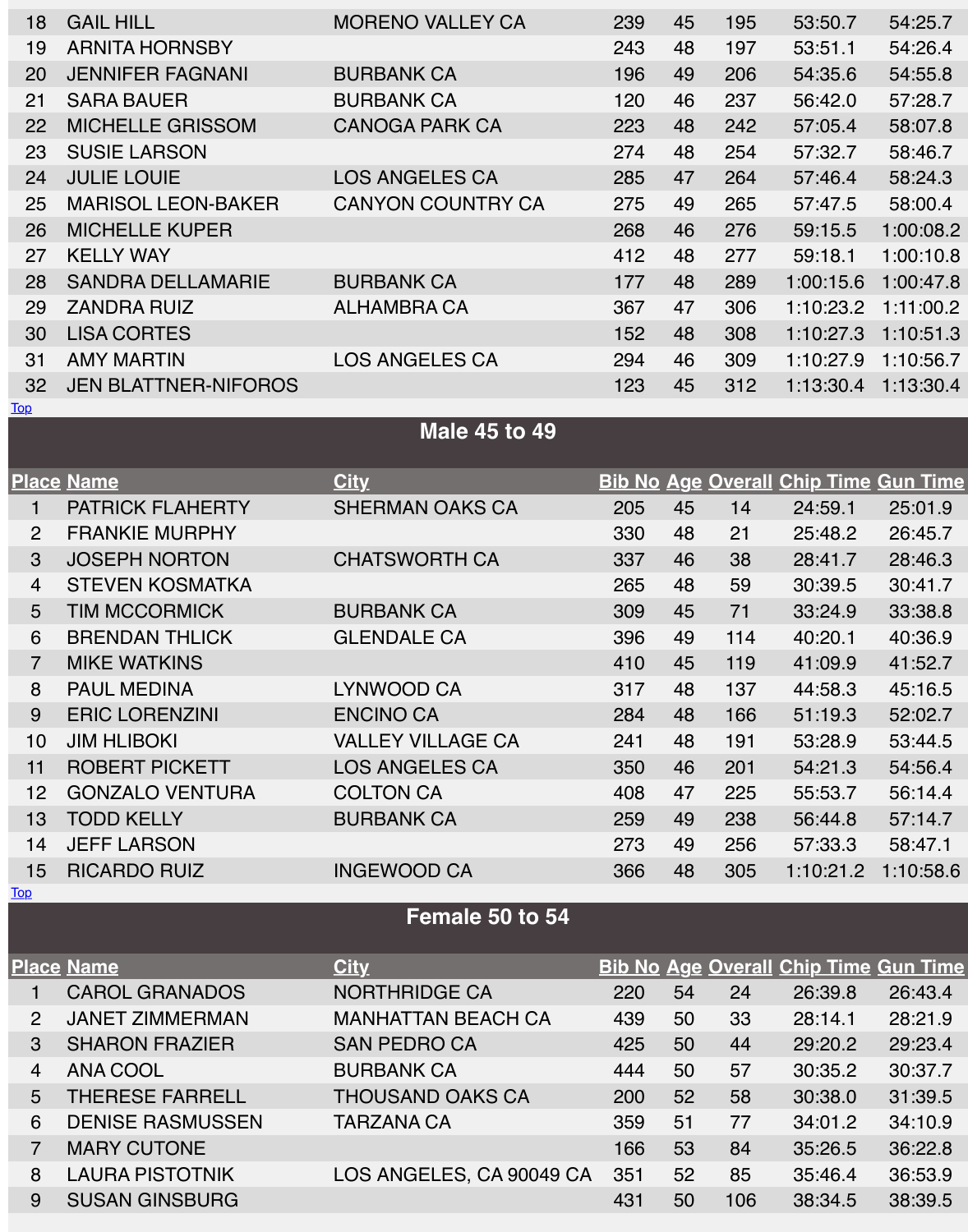| Place | Name | City | Bib No | Age | Overall | Chip Time | Gun Time |
|---|---|---|---|---|---|---|---|
| 18 | GAIL HILL | MORENO VALLEY CA | 239 | 45 | 195 | 53:50.7 | 54:25.7 |
| 19 | ARNITA HORNSBY | | 243 | 48 | 197 | 53:51.1 | 54:26.4 |
| 20 | JENNIFER FAGNANI | BURBANK CA | 196 | 49 | 206 | 54:35.6 | 54:55.8 |
| 21 | SARA BAUER | BURBANK CA | 120 | 46 | 237 | 56:42.0 | 57:28.7 |
| 22 | MICHELLE GRISSOM | CANOGA PARK CA | 223 | 48 | 242 | 57:05.4 | 58:07.8 |
| 23 | SUSIE LARSON | | 274 | 48 | 254 | 57:32.7 | 58:46.7 |
| 24 | JULIE LOUIE | LOS ANGELES CA | 285 | 47 | 264 | 57:46.4 | 58:24.3 |
| 25 | MARISOL LEON-BAKER | CANYON COUNTRY CA | 275 | 49 | 265 | 57:47.5 | 58:00.4 |
| 26 | MICHELLE KUPER | | 268 | 46 | 276 | 59:15.5 | 1:00:08.2 |
| 27 | KELLY WAY | | 412 | 48 | 277 | 59:18.1 | 1:00:10.8 |
| 28 | SANDRA DELLAMARIE | BURBANK CA | 177 | 48 | 289 | 1:00:15.6 | 1:00:47.8 |
| 29 | ZANDRA RUIZ | ALHAMBRA CA | 367 | 47 | 306 | 1:10:23.2 | 1:11:00.2 |
| 30 | LISA CORTES | | 152 | 48 | 308 | 1:10:27.3 | 1:10:51.3 |
| 31 | AMY MARTIN | LOS ANGELES CA | 294 | 46 | 309 | 1:10:27.9 | 1:10:56.7 |
| 32 | JEN BLATTNER-NIFOROS | | 123 | 45 | 312 | 1:13:30.4 | 1:13:30.4 |

Top

## Male 45 to 49

| Place | Name | City | Bib No | Age | Overall | Chip Time | Gun Time |
|---|---|---|---|---|---|---|---|
| 1 | PATRICK FLAHERTY | SHERMAN OAKS CA | 205 | 45 | 14 | 24:59.1 | 25:01.9 |
| 2 | FRANKIE MURPHY | | 330 | 48 | 21 | 25:48.2 | 26:45.7 |
| 3 | JOSEPH NORTON | CHATSWORTH CA | 337 | 46 | 38 | 28:41.7 | 28:46.3 |
| 4 | STEVEN KOSMATKA | | 265 | 48 | 59 | 30:39.5 | 30:41.7 |
| 5 | TIM MCCORMICK | BURBANK CA | 309 | 45 | 71 | 33:24.9 | 33:38.8 |
| 6 | BRENDAN THLICK | GLENDALE CA | 396 | 49 | 114 | 40:20.1 | 40:36.9 |
| 7 | MIKE WATKINS | | 410 | 45 | 119 | 41:09.9 | 41:52.7 |
| 8 | PAUL MEDINA | LYNWOOD CA | 317 | 48 | 137 | 44:58.3 | 45:16.5 |
| 9 | ERIC LORENZINI | ENCINO CA | 284 | 48 | 166 | 51:19.3 | 52:02.7 |
| 10 | JIM HLIBOKI | VALLEY VILLAGE CA | 241 | 48 | 191 | 53:28.9 | 53:44.5 |
| 11 | ROBERT PICKETT | LOS ANGELES CA | 350 | 46 | 201 | 54:21.3 | 54:56.4 |
| 12 | GONZALO VENTURA | COLTON CA | 408 | 47 | 225 | 55:53.7 | 56:14.4 |
| 13 | TODD KELLY | BURBANK CA | 259 | 49 | 238 | 56:44.8 | 57:14.7 |
| 14 | JEFF LARSON | | 273 | 49 | 256 | 57:33.3 | 58:47.1 |
| 15 | RICARDO RUIZ | INGEWOOD CA | 366 | 48 | 305 | 1:10:21.2 | 1:10:58.6 |

Top

## Female 50 to 54

| Place | Name | City | Bib No | Age | Overall | Chip Time | Gun Time |
|---|---|---|---|---|---|---|---|
| 1 | CAROL GRANADOS | NORTHRIDGE CA | 220 | 54 | 24 | 26:39.8 | 26:43.4 |
| 2 | JANET ZIMMERMAN | MANHATTAN BEACH CA | 439 | 50 | 33 | 28:14.1 | 28:21.9 |
| 3 | SHARON FRAZIER | SAN PEDRO CA | 425 | 50 | 44 | 29:20.2 | 29:23.4 |
| 4 | ANA COOL | BURBANK CA | 444 | 50 | 57 | 30:35.2 | 30:37.7 |
| 5 | THERESE FARRELL | THOUSAND OAKS CA | 200 | 52 | 58 | 30:38.0 | 31:39.5 |
| 6 | DENISE RASMUSSEN | TARZANA CA | 359 | 51 | 77 | 34:01.2 | 34:10.9 |
| 7 | MARY CUTONE | | 166 | 53 | 84 | 35:26.5 | 36:22.8 |
| 8 | LAURA PISTOTNIK | LOS ANGELES, CA 90049 CA | 351 | 52 | 85 | 35:46.4 | 36:53.9 |
| 9 | SUSAN GINSBURG | | 431 | 50 | 106 | 38:34.5 | 38:39.5 |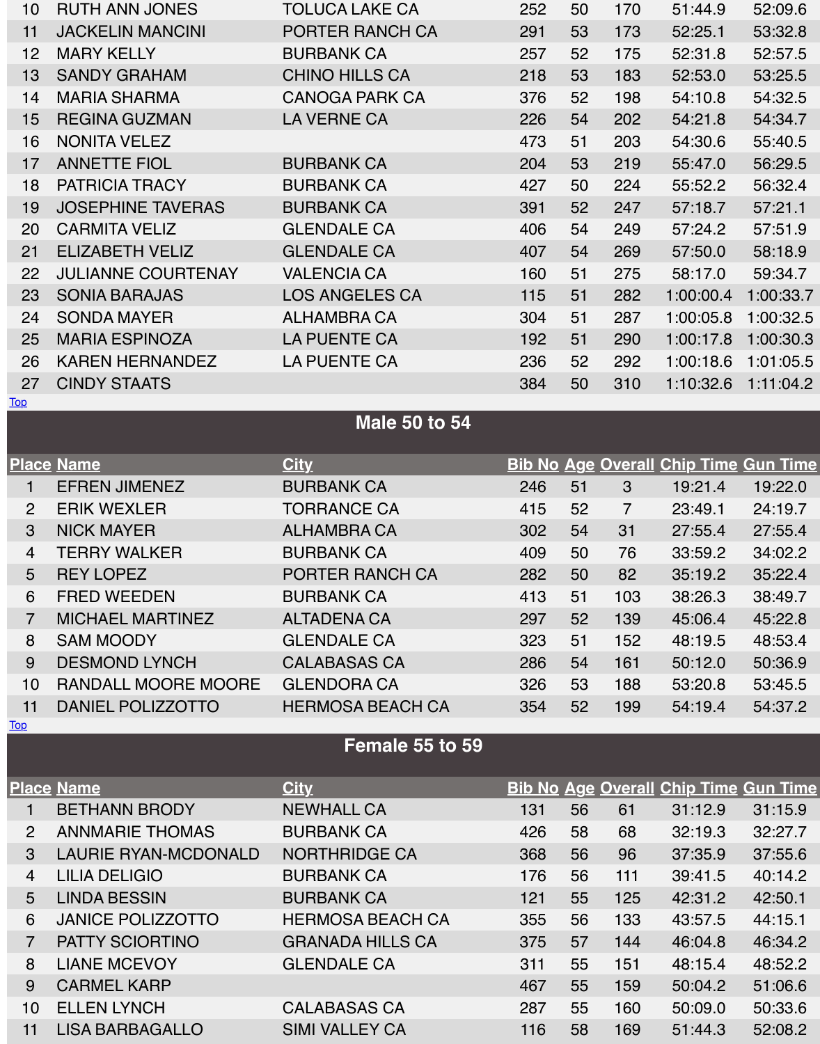| Place | Name | City | Bib No | Age | Overall | Chip Time | Gun Time |
|---|---|---|---|---|---|---|---|
| 10 | RUTH ANN JONES | TOLUCA LAKE CA | 252 | 50 | 170 | 51:44.9 | 52:09.6 |
| 11 | JACKELIN MANCINI | PORTER RANCH CA | 291 | 53 | 173 | 52:25.1 | 53:32.8 |
| 12 | MARY KELLY | BURBANK CA | 257 | 52 | 175 | 52:31.8 | 52:57.5 |
| 13 | SANDY GRAHAM | CHINO HILLS CA | 218 | 53 | 183 | 52:53.0 | 53:25.5 |
| 14 | MARIA SHARMA | CANOGA PARK CA | 376 | 52 | 198 | 54:10.8 | 54:32.5 |
| 15 | REGINA GUZMAN | LA VERNE CA | 226 | 54 | 202 | 54:21.8 | 54:34.7 |
| 16 | NONITA VELEZ | | 473 | 51 | 203 | 54:30.6 | 55:40.5 |
| 17 | ANNETTE FIOL | BURBANK CA | 204 | 53 | 219 | 55:47.0 | 56:29.5 |
| 18 | PATRICIA TRACY | BURBANK CA | 427 | 50 | 224 | 55:52.2 | 56:32.4 |
| 19 | JOSEPHINE TAVERAS | BURBANK CA | 391 | 52 | 247 | 57:18.7 | 57:21.1 |
| 20 | CARMITA VELIZ | GLENDALE CA | 406 | 54 | 249 | 57:24.2 | 57:51.9 |
| 21 | ELIZABETH VELIZ | GLENDALE CA | 407 | 54 | 269 | 57:50.0 | 58:18.9 |
| 22 | JULIANNE COURTENAY | VALENCIA CA | 160 | 51 | 275 | 58:17.0 | 59:34.7 |
| 23 | SONIA BARAJAS | LOS ANGELES CA | 115 | 51 | 282 | 1:00:00.4 | 1:00:33.7 |
| 24 | SONDA MAYER | ALHAMBRA CA | 304 | 51 | 287 | 1:00:05.8 | 1:00:32.5 |
| 25 | MARIA ESPINOZA | LA PUENTE CA | 192 | 51 | 290 | 1:00:17.8 | 1:00:30.3 |
| 26 | KAREN HERNANDEZ | LA PUENTE CA | 236 | 52 | 292 | 1:00:18.6 | 1:01:05.5 |
| 27 | CINDY STAATS | | 384 | 50 | 310 | 1:10:32.6 | 1:11:04.2 |

Top

## Male 50 to 54

| Place | Name | City | Bib No | Age | Overall | Chip Time | Gun Time |
|---|---|---|---|---|---|---|---|
| 1 | EFREN JIMENEZ | BURBANK CA | 246 | 51 | 3 | 19:21.4 | 19:22.0 |
| 2 | ERIK WEXLER | TORRANCE CA | 415 | 52 | 7 | 23:49.1 | 24:19.7 |
| 3 | NICK MAYER | ALHAMBRA CA | 302 | 54 | 31 | 27:55.4 | 27:55.4 |
| 4 | TERRY WALKER | BURBANK CA | 409 | 50 | 76 | 33:59.2 | 34:02.2 |
| 5 | REY LOPEZ | PORTER RANCH CA | 282 | 50 | 82 | 35:19.2 | 35:22.4 |
| 6 | FRED WEEDEN | BURBANK CA | 413 | 51 | 103 | 38:26.3 | 38:49.7 |
| 7 | MICHAEL MARTINEZ | ALTADENA CA | 297 | 52 | 139 | 45:06.4 | 45:22.8 |
| 8 | SAM MOODY | GLENDALE CA | 323 | 51 | 152 | 48:19.5 | 48:53.4 |
| 9 | DESMOND LYNCH | CALABASAS CA | 286 | 54 | 161 | 50:12.0 | 50:36.9 |
| 10 | RANDALL MOORE MOORE | GLENDORA CA | 326 | 53 | 188 | 53:20.8 | 53:45.5 |
| 11 | DANIEL POLIZZOTTO | HERMOSA BEACH CA | 354 | 52 | 199 | 54:19.4 | 54:37.2 |

Top

## Female 55 to 59

| Place | Name | City | Bib No | Age | Overall | Chip Time | Gun Time |
|---|---|---|---|---|---|---|---|
| 1 | BETHANN BRODY | NEWHALL CA | 131 | 56 | 61 | 31:12.9 | 31:15.9 |
| 2 | ANNMARIE THOMAS | BURBANK CA | 426 | 58 | 68 | 32:19.3 | 32:27.7 |
| 3 | LAURIE RYAN-MCDONALD | NORTHRIDGE CA | 368 | 56 | 96 | 37:35.9 | 37:55.6 |
| 4 | LILIA DELIGIO | BURBANK CA | 176 | 56 | 111 | 39:41.5 | 40:14.2 |
| 5 | LINDA BESSIN | BURBANK CA | 121 | 55 | 125 | 42:31.2 | 42:50.1 |
| 6 | JANICE POLIZZOTTO | HERMOSA BEACH CA | 355 | 56 | 133 | 43:57.5 | 44:15.1 |
| 7 | PATTY SCIORTINO | GRANADA HILLS CA | 375 | 57 | 144 | 46:04.8 | 46:34.2 |
| 8 | LIANE MCEVOY | GLENDALE CA | 311 | 55 | 151 | 48:15.4 | 48:52.2 |
| 9 | CARMEL KARP | | 467 | 55 | 159 | 50:04.2 | 51:06.6 |
| 10 | ELLEN LYNCH | CALABASAS CA | 287 | 55 | 160 | 50:09.0 | 50:33.6 |
| 11 | LISA BARBAGALLO | SIMI VALLEY CA | 116 | 58 | 169 | 51:44.3 | 52:08.2 |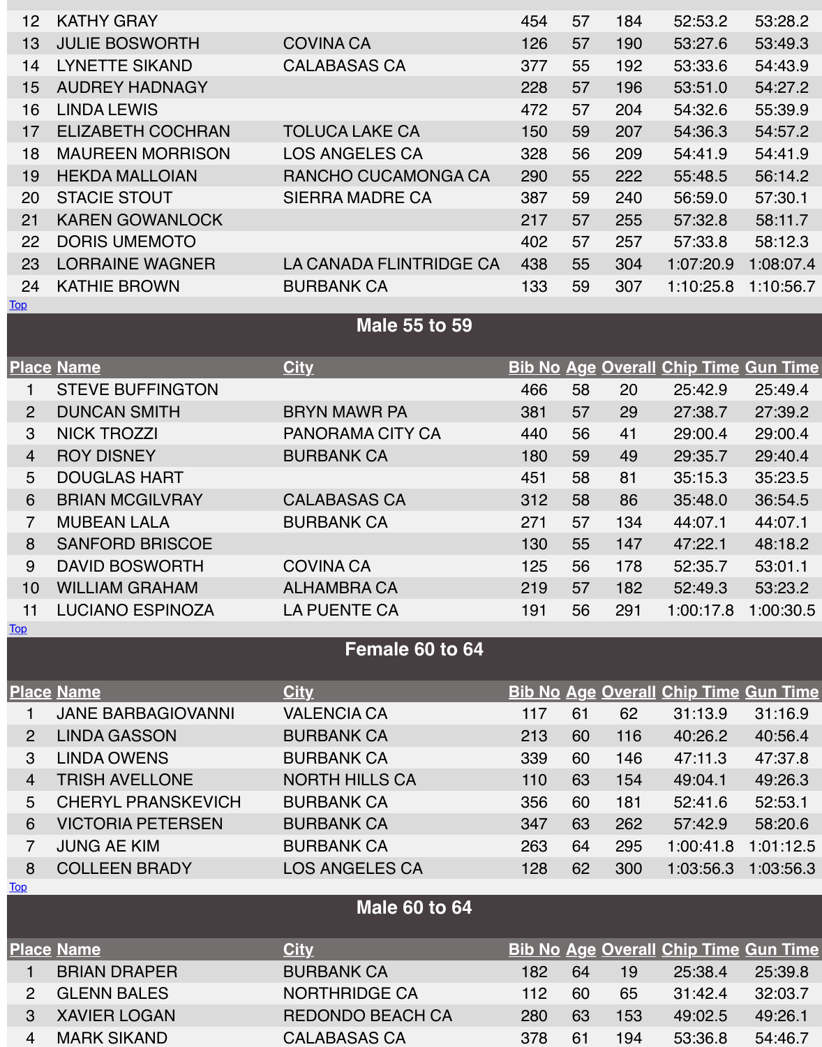| Place | Name | City | Bib No | Age | Overall | Chip Time | Gun Time |
|---|---|---|---|---|---|---|---|
| 12 | KATHY GRAY | | 454 | 57 | 184 | 52:53.2 | 53:28.2 |
| 13 | JULIE BOSWORTH | COVINA CA | 126 | 57 | 190 | 53:27.6 | 53:49.3 |
| 14 | LYNETTE SIKAND | CALABASAS CA | 377 | 55 | 192 | 53:33.6 | 54:43.9 |
| 15 | AUDREY HADNAGY | | 228 | 57 | 196 | 53:51.0 | 54:27.2 |
| 16 | LINDA LEWIS | | 472 | 57 | 204 | 54:32.6 | 55:39.9 |
| 17 | ELIZABETH COCHRAN | TOLUCA LAKE CA | 150 | 59 | 207 | 54:36.3 | 54:57.2 |
| 18 | MAUREEN MORRISON | LOS ANGELES CA | 328 | 56 | 209 | 54:41.9 | 54:41.9 |
| 19 | HEKDA MALLOIAN | RANCHO CUCAMONGA CA | 290 | 55 | 222 | 55:48.5 | 56:14.2 |
| 20 | STACIE STOUT | SIERRA MADRE CA | 387 | 59 | 240 | 56:59.0 | 57:30.1 |
| 21 | KAREN GOWANLOCK | | 217 | 57 | 255 | 57:32.8 | 58:11.7 |
| 22 | DORIS UMEMOTO | | 402 | 57 | 257 | 57:33.8 | 58:12.3 |
| 23 | LORRAINE WAGNER | LA CANADA FLINTRIDGE CA | 438 | 55 | 304 | 1:07:20.9 | 1:08:07.4 |
| 24 | KATHIE BROWN | BURBANK CA | 133 | 59 | 307 | 1:10:25.8 | 1:10:56.7 |

Top

## Male 55 to 59

| Place | Name | City | Bib No | Age | Overall | Chip Time | Gun Time |
|---|---|---|---|---|---|---|---|
| 1 | STEVE BUFFINGTON | | 466 | 58 | 20 | 25:42.9 | 25:49.4 |
| 2 | DUNCAN SMITH | BRYN MAWR PA | 381 | 57 | 29 | 27:38.7 | 27:39.2 |
| 3 | NICK TROZZI | PANORAMA CITY CA | 440 | 56 | 41 | 29:00.4 | 29:00.4 |
| 4 | ROY DISNEY | BURBANK CA | 180 | 59 | 49 | 29:35.7 | 29:40.4 |
| 5 | DOUGLAS HART | | 451 | 58 | 81 | 35:15.3 | 35:23.5 |
| 6 | BRIAN MCGILVRAY | CALABASAS CA | 312 | 58 | 86 | 35:48.0 | 36:54.5 |
| 7 | MUBEAN LALA | BURBANK CA | 271 | 57 | 134 | 44:07.1 | 44:07.1 |
| 8 | SANFORD BRISCOE | | 130 | 55 | 147 | 47:22.1 | 48:18.2 |
| 9 | DAVID BOSWORTH | COVINA CA | 125 | 56 | 178 | 52:35.7 | 53:01.1 |
| 10 | WILLIAM GRAHAM | ALHAMBRA CA | 219 | 57 | 182 | 52:49.3 | 53:23.2 |
| 11 | LUCIANO ESPINOZA | LA PUENTE CA | 191 | 56 | 291 | 1:00:17.8 | 1:00:30.5 |

Top

## Female 60 to 64

| Place | Name | City | Bib No | Age | Overall | Chip Time | Gun Time |
|---|---|---|---|---|---|---|---|
| 1 | JANE BARBAGIOVANNI | VALENCIA CA | 117 | 61 | 62 | 31:13.9 | 31:16.9 |
| 2 | LINDA GASSON | BURBANK CA | 213 | 60 | 116 | 40:26.2 | 40:56.4 |
| 3 | LINDA OWENS | BURBANK CA | 339 | 60 | 146 | 47:11.3 | 47:37.8 |
| 4 | TRISH AVELLONE | NORTH HILLS CA | 110 | 63 | 154 | 49:04.1 | 49:26.3 |
| 5 | CHERYL PRANSKEVICH | BURBANK CA | 356 | 60 | 181 | 52:41.6 | 52:53.1 |
| 6 | VICTORIA PETERSEN | BURBANK CA | 347 | 63 | 262 | 57:42.9 | 58:20.6 |
| 7 | JUNG AE KIM | BURBANK CA | 263 | 64 | 295 | 1:00:41.8 | 1:01:12.5 |
| 8 | COLLEEN BRADY | LOS ANGELES CA | 128 | 62 | 300 | 1:03:56.3 | 1:03:56.3 |

Top

## Male 60 to 64

| Place | Name | City | Bib No | Age | Overall | Chip Time | Gun Time |
|---|---|---|---|---|---|---|---|
| 1 | BRIAN DRAPER | BURBANK CA | 182 | 64 | 19 | 25:38.4 | 25:39.8 |
| 2 | GLENN BALES | NORTHRIDGE CA | 112 | 60 | 65 | 31:42.4 | 32:03.7 |
| 3 | XAVIER LOGAN | REDONDO BEACH CA | 280 | 63 | 153 | 49:02.5 | 49:26.1 |
| 4 | MARK SIKAND | CALABASAS CA | 378 | 61 | 194 | 53:36.8 | 54:46.7 |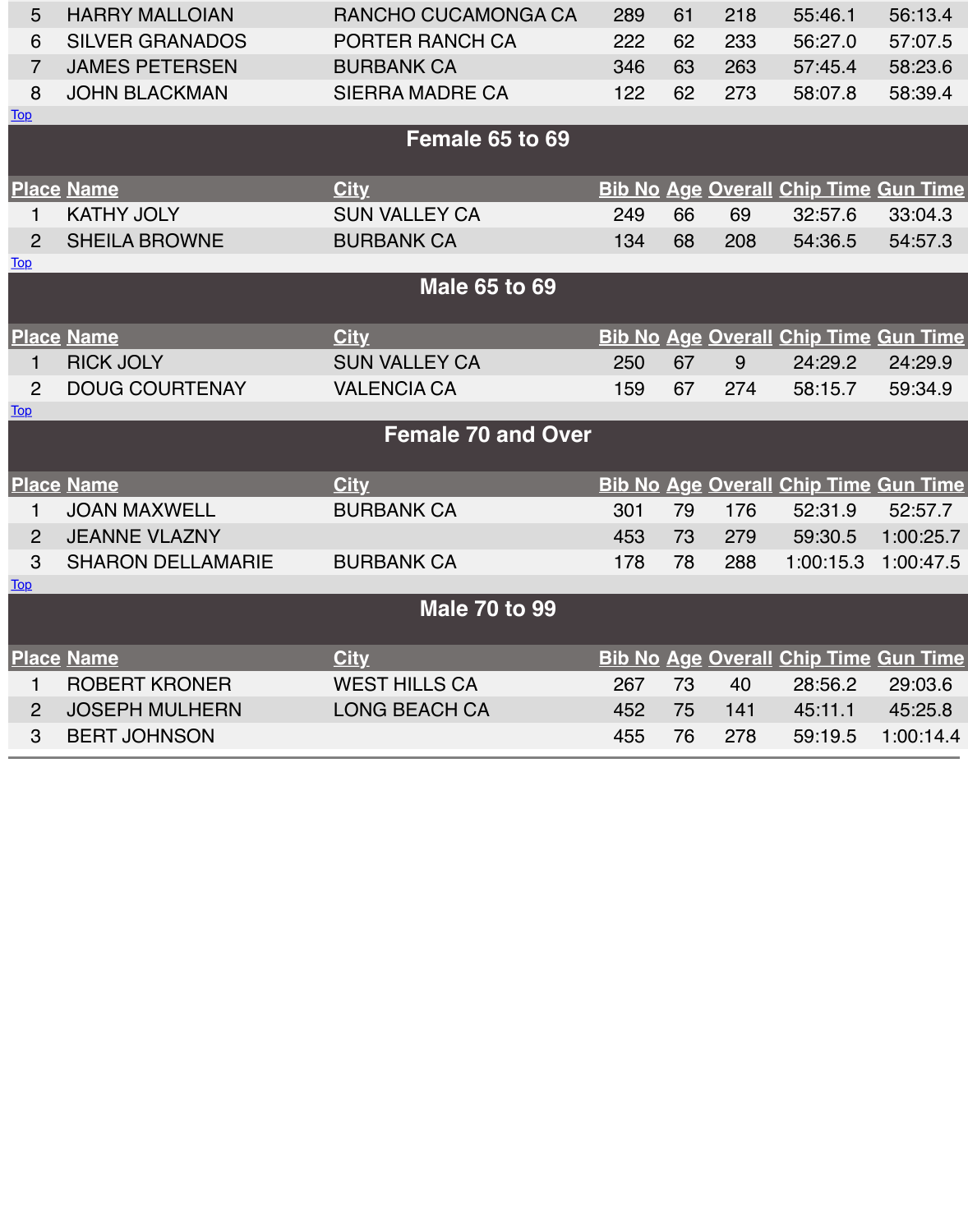| | | | | | | | |
|---|---|---|---|---|---|---|---|
| 5 | HARRY MALLOIAN | RANCHO CUCAMONGA CA | 289 | 61 | 218 | 55:46.1 | 56:13.4 |
| 6 | SILVER GRANADOS | PORTER RANCH CA | 222 | 62 | 233 | 56:27.0 | 57:07.5 |
| 7 | JAMES PETERSEN | BURBANK CA | 346 | 63 | 263 | 57:45.4 | 58:23.6 |
| 8 | JOHN BLACKMAN | SIERRA MADRE CA | 122 | 62 | 273 | 58:07.8 | 58:39.4 |

Top

## Female 65 to 69

| Place | Name | City | Bib No | Age | Overall | Chip Time | Gun Time |
|---|---|---|---|---|---|---|---|
| 1 | KATHY JOLY | SUN VALLEY CA | 249 | 66 | 69 | 32:57.6 | 33:04.3 |
| 2 | SHEILA BROWNE | BURBANK CA | 134 | 68 | 208 | 54:36.5 | 54:57.3 |

Top

## Male 65 to 69

| Place | Name | City | Bib No | Age | Overall | Chip Time | Gun Time |
|---|---|---|---|---|---|---|---|
| 1 | RICK JOLY | SUN VALLEY CA | 250 | 67 | 9 | 24:29.2 | 24:29.9 |
| 2 | DOUG COURTENAY | VALENCIA CA | 159 | 67 | 274 | 58:15.7 | 59:34.9 |

Top

## Female 70 and Over

| Place | Name | City | Bib No | Age | Overall | Chip Time | Gun Time |
|---|---|---|---|---|---|---|---|
| 1 | JOAN MAXWELL | BURBANK CA | 301 | 79 | 176 | 52:31.9 | 52:57.7 |
| 2 | JEANNE VLAZNY | | 453 | 73 | 279 | 59:30.5 | 1:00:25.7 |
| 3 | SHARON DELLAMARIE | BURBANK CA | 178 | 78 | 288 | 1:00:15.3 | 1:00:47.5 |

Top

## Male 70 to 99

| Place | Name | City | Bib No | Age | Overall | Chip Time | Gun Time |
|---|---|---|---|---|---|---|---|
| 1 | ROBERT KRONER | WEST HILLS CA | 267 | 73 | 40 | 28:56.2 | 29:03.6 |
| 2 | JOSEPH MULHERN | LONG BEACH CA | 452 | 75 | 141 | 45:11.1 | 45:25.8 |
| 3 | BERT JOHNSON | | 455 | 76 | 278 | 59:19.5 | 1:00:14.4 |